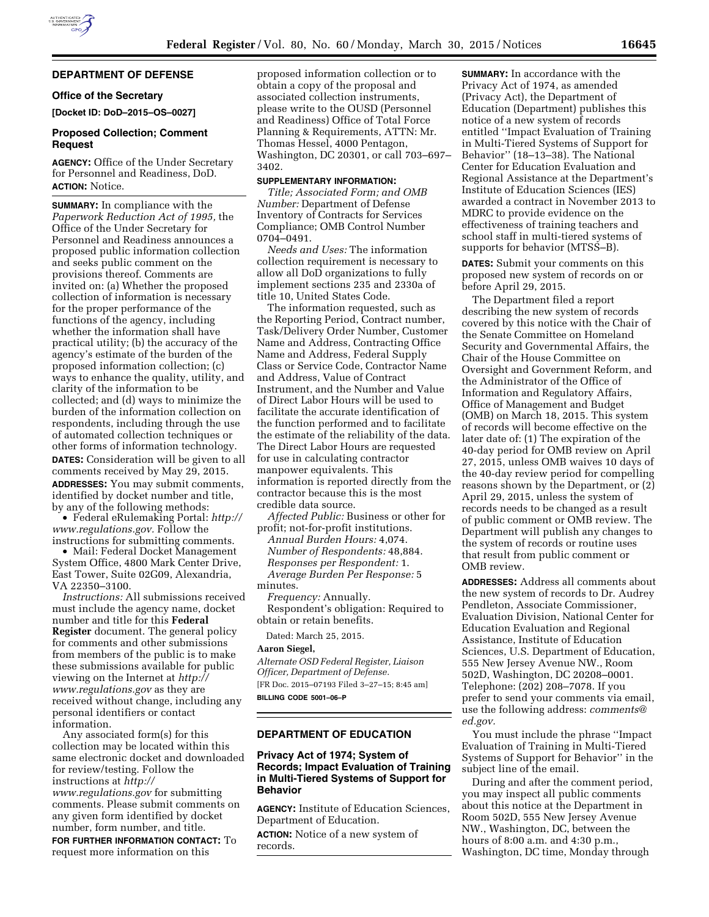## DEPARTMENT OF DEFENSE

### Office of the Secretary

**[Docket ID: DoD–2015–OS–0027]**

### Proposed Collection; Comment Request

**AGENCY:** Office of the Under Secretary for Personnel and Readiness, DoD.

**ACTION:** Notice.

**SUMMARY:** In compliance with the *Paperwork Reduction Act of 1995,* the Office of the Under Secretary for Personnel and Readiness announces a proposed public information collection and seeks public comment on the provisions thereof. Comments are invited on: (a) Whether the proposed collection of information is necessary for the proper performance of the functions of the agency, including whether the information shall have practical utility; (b) the accuracy of the agency's estimate of the burden of the proposed information collection; (c) ways to enhance the quality, utility, and clarity of the information to be collected; and (d) ways to minimize the burden of the information collection on respondents, including through the use of automated collection techniques or other forms of information technology.

**DATES:** Consideration will be given to all comments received by May 29, 2015.

**ADDRESSES:** You may submit comments, identified by docket number and title, by any of the following methods:

- Federal eRulemaking Portal: *http://www.regulations.gov.* Follow the instructions for submitting comments.
- Mail: Federal Docket Management System Office, 4800 Mark Center Drive, East Tower, Suite 02G09, Alexandria, VA 22350–3100.

*Instructions:* All submissions received must include the agency name, docket number and title for this **Federal Register** document. The general policy for comments and other submissions from members of the public is to make these submissions available for public viewing on the Internet at *http://www.regulations.gov* as they are received without change, including any personal identifiers or contact information.

Any associated form(s) for this collection may be located within this same electronic docket and downloaded for review/testing. Follow the instructions at *http://www.regulations.gov* for submitting comments. Please submit comments on any given form identified by docket number, form number, and title.

**FOR FURTHER INFORMATION CONTACT:** To request more information on this proposed information collection or to obtain a copy of the proposal and associated collection instruments, please write to the OUSD (Personnel and Readiness) Office of Total Force Planning & Requirements, ATTN: Mr. Thomas Hessel, 4000 Pentagon, Washington, DC 20301, or call 703–697–3402.

**SUPPLEMENTARY INFORMATION:**

*Title; Associated Form; and OMB Number:* Department of Defense Inventory of Contracts for Services Compliance; OMB Control Number 0704–0491.

*Needs and Uses:* The information collection requirement is necessary to allow all DoD organizations to fully implement sections 235 and 2330a of title 10, United States Code.

The information requested, such as the Reporting Period, Contract number, Task/Delivery Order Number, Customer Name and Address, Contracting Office Name and Address, Federal Supply Class or Service Code, Contractor Name and Address, Value of Contract Instrument, and the Number and Value of Direct Labor Hours will be used to facilitate the accurate identification of the function performed and to facilitate the estimate of the reliability of the data. The Direct Labor Hours are requested for use in calculating contractor manpower equivalents. This information is reported directly from the contractor because this is the most credible data source.

*Affected Public:* Business or other for profit; not-for-profit institutions.

*Annual Burden Hours:* 4,074.

*Number of Respondents:* 48,884.

*Responses per Respondent:* 1.

*Average Burden Per Response:* 5 minutes.

*Frequency:* Annually.

Respondent's obligation: Required to obtain or retain benefits.

Dated: March 25, 2015.

**Aaron Siegel,**

*Alternate OSD Federal Register, Liaison Officer, Department of Defense.*

[FR Doc. 2015–07193 Filed 3–27–15; 8:45 am]

**BILLING CODE 5001–06–P**

## DEPARTMENT OF EDUCATION

### Privacy Act of 1974; System of Records; Impact Evaluation of Training in Multi-Tiered Systems of Support for Behavior

**AGENCY:** Institute of Education Sciences, Department of Education.

**ACTION:** Notice of a new system of records.

**SUMMARY:** In accordance with the Privacy Act of 1974, as amended (Privacy Act), the Department of Education (Department) publishes this notice of a new system of records entitled ''Impact Evaluation of Training in Multi-Tiered Systems of Support for Behavior'' (18–13–38). The National Center for Education Evaluation and Regional Assistance at the Department's Institute of Education Sciences (IES) awarded a contract in November 2013 to MDRC to provide evidence on the effectiveness of training teachers and school staff in multi-tiered systems of supports for behavior (MTSS–B).

**DATES:** Submit your comments on this proposed new system of records on or before April 29, 2015.

The Department filed a report describing the new system of records covered by this notice with the Chair of the Senate Committee on Homeland Security and Governmental Affairs, the Chair of the House Committee on Oversight and Government Reform, and the Administrator of the Office of Information and Regulatory Affairs, Office of Management and Budget (OMB) on March 18, 2015. This system of records will become effective on the later date of: (1) The expiration of the 40-day period for OMB review on April 27, 2015, unless OMB waives 10 days of the 40-day review period for compelling reasons shown by the Department, or (2) April 29, 2015, unless the system of records needs to be changed as a result of public comment or OMB review. The Department will publish any changes to the system of records or routine uses that result from public comment or OMB review.

**ADDRESSES:** Address all comments about the new system of records to Dr. Audrey Pendleton, Associate Commissioner, Evaluation Division, National Center for Education Evaluation and Regional Assistance, Institute of Education Sciences, U.S. Department of Education, 555 New Jersey Avenue NW., Room 502D, Washington, DC 20208–0001. Telephone: (202) 208–7078. If you prefer to send your comments via email, use the following address: *comments@ed.gov.*

You must include the phrase ''Impact Evaluation of Training in Multi-Tiered Systems of Support for Behavior'' in the subject line of the email.

During and after the comment period, you may inspect all public comments about this notice at the Department in Room 502D, 555 New Jersey Avenue NW., Washington, DC, between the hours of 8:00 a.m. and 4:30 p.m., Washington, DC time, Monday through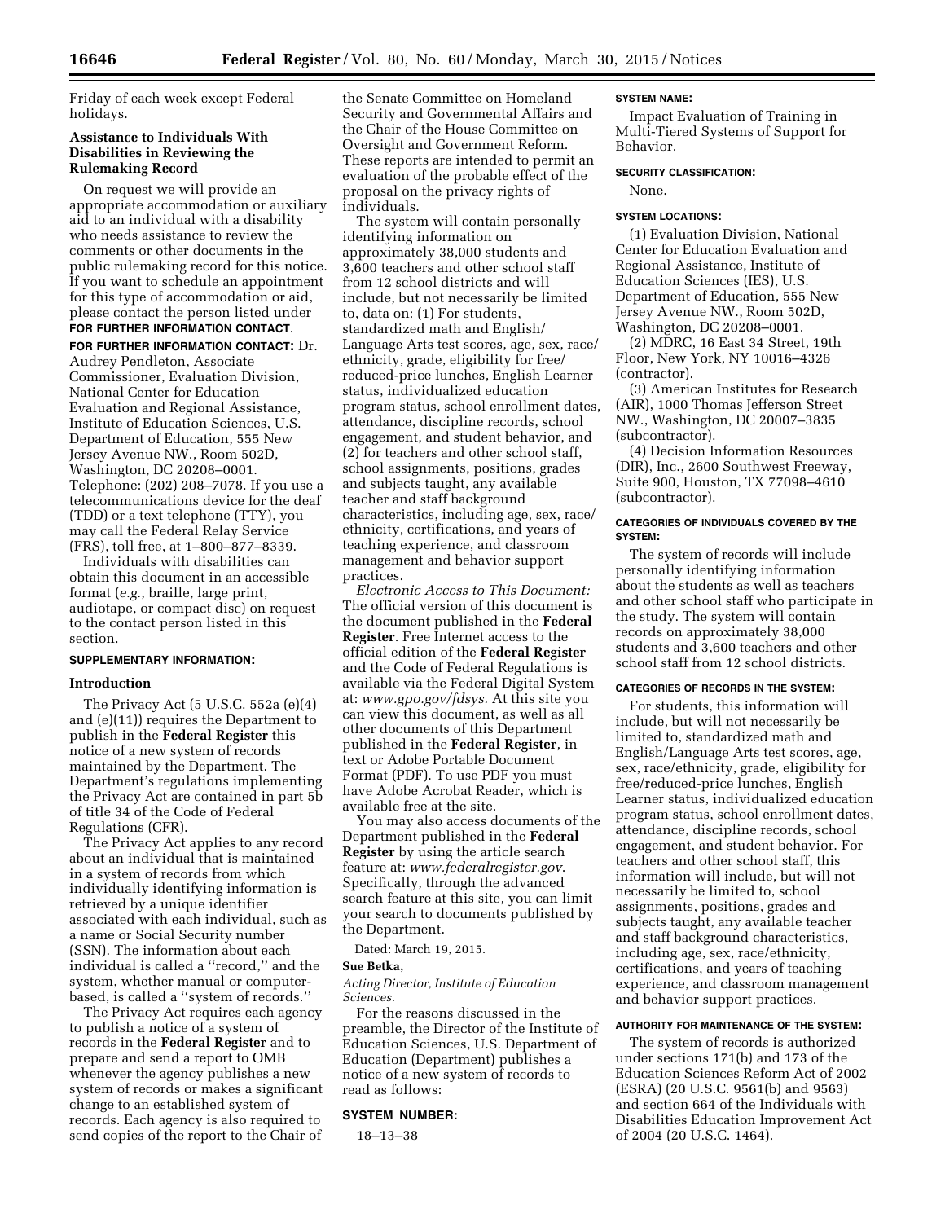Friday of each week except Federal holidays.

**Assistance to Individuals With Disabilities in Reviewing the Rulemaking Record**

On request we will provide an appropriate accommodation or auxiliary aid to an individual with a disability who needs assistance to review the comments or other documents in the public rulemaking record for this notice. If you want to schedule an appointment for this type of accommodation or aid, please contact the person listed under **FOR FURTHER INFORMATION CONTACT**.

**FOR FURTHER INFORMATION CONTACT:** Dr. Audrey Pendleton, Associate Commissioner, Evaluation Division, National Center for Education Evaluation and Regional Assistance, Institute of Education Sciences, U.S. Department of Education, 555 New Jersey Avenue NW., Room 502D, Washington, DC 20208–0001. Telephone: (202) 208–7078. If you use a telecommunications device for the deaf (TDD) or a text telephone (TTY), you may call the Federal Relay Service (FRS), toll free, at 1–800–877–8339.

Individuals with disabilities can obtain this document in an accessible format (*e.g.*, braille, large print, audiotape, or compact disc) on request to the contact person listed in this section.

**SUPPLEMENTARY INFORMATION:**

**Introduction**

The Privacy Act (5 U.S.C. 552a (e)(4) and (e)(11)) requires the Department to publish in the **Federal Register** this notice of a new system of records maintained by the Department. The Department's regulations implementing the Privacy Act are contained in part 5b of title 34 of the Code of Federal Regulations (CFR).

The Privacy Act applies to any record about an individual that is maintained in a system of records from which individually identifying information is retrieved by a unique identifier associated with each individual, such as a name or Social Security number (SSN). The information about each individual is called a ''record,'' and the system, whether manual or computer-based, is called a ''system of records.''

The Privacy Act requires each agency to publish a notice of a system of records in the **Federal Register** and to prepare and send a report to OMB whenever the agency publishes a new system of records or makes a significant change to an established system of records. Each agency is also required to send copies of the report to the Chair of the Senate Committee on Homeland Security and Governmental Affairs and the Chair of the House Committee on Oversight and Government Reform. These reports are intended to permit an evaluation of the probable effect of the proposal on the privacy rights of individuals.

The system will contain personally identifying information on approximately 38,000 students and 3,600 teachers and other school staff from 12 school districts and will include, but not necessarily be limited to, data on: (1) For students, standardized math and English/Language Arts test scores, age, sex, race/ethnicity, grade, eligibility for free/reduced-price lunches, English Learner status, individualized education program status, school enrollment dates, attendance, discipline records, school engagement, and student behavior, and (2) for teachers and other school staff, school assignments, positions, grades and subjects taught, any available teacher and staff background characteristics, including age, sex, race/ethnicity, certifications, and years of teaching experience, and classroom management and behavior support practices.

*Electronic Access to This Document:* The official version of this document is the document published in the **Federal Register**. Free Internet access to the official edition of the **Federal Register** and the Code of Federal Regulations is available via the Federal Digital System at: *www.gpo.gov/fdsys*. At this site you can view this document, as well as all other documents of this Department published in the **Federal Register**, in text or Adobe Portable Document Format (PDF). To use PDF you must have Adobe Acrobat Reader, which is available free at the site.

You may also access documents of the Department published in the **Federal Register** by using the article search feature at: *www.federalregister.gov*. Specifically, through the advanced search feature at this site, you can limit your search to documents published by the Department.

Dated: March 19, 2015.

**Sue Betka,**

*Acting Director, Institute of Education Sciences.*

For the reasons discussed in the preamble, the Director of the Institute of Education Sciences, U.S. Department of Education (Department) publishes a notice of a new system of records to read as follows:

**SYSTEM NUMBER:**

18–13–38

**SYSTEM NAME:**

Impact Evaluation of Training in Multi-Tiered Systems of Support for Behavior.

**SECURITY CLASSIFICATION:**

None.

**SYSTEM LOCATIONS:**

(1) Evaluation Division, National Center for Education Evaluation and Regional Assistance, Institute of Education Sciences (IES), U.S. Department of Education, 555 New Jersey Avenue NW., Room 502D, Washington, DC 20208–0001.

(2) MDRC, 16 East 34 Street, 19th Floor, New York, NY 10016–4326 (contractor).

(3) American Institutes for Research (AIR), 1000 Thomas Jefferson Street NW., Washington, DC 20007–3835 (subcontractor).

(4) Decision Information Resources (DIR), Inc., 2600 Southwest Freeway, Suite 900, Houston, TX 77098–4610 (subcontractor).

**CATEGORIES OF INDIVIDUALS COVERED BY THE SYSTEM:**

The system of records will include personally identifying information about the students as well as teachers and other school staff who participate in the study. The system will contain records on approximately 38,000 students and 3,600 teachers and other school staff from 12 school districts.

**CATEGORIES OF RECORDS IN THE SYSTEM:**

For students, this information will include, but will not necessarily be limited to, standardized math and English/Language Arts test scores, age, sex, race/ethnicity, grade, eligibility for free/reduced-price lunches, English Learner status, individualized education program status, school enrollment dates, attendance, discipline records, school engagement, and student behavior. For teachers and other school staff, this information will include, but will not necessarily be limited to, school assignments, positions, grades and subjects taught, any available teacher and staff background characteristics, including age, sex, race/ethnicity, certifications, and years of teaching experience, and classroom management and behavior support practices.

**AUTHORITY FOR MAINTENANCE OF THE SYSTEM:**

The system of records is authorized under sections 171(b) and 173 of the Education Sciences Reform Act of 2002 (ESRA) (20 U.S.C. 9561(b) and 9563) and section 664 of the Individuals with Disabilities Education Improvement Act of 2004 (20 U.S.C. 1464).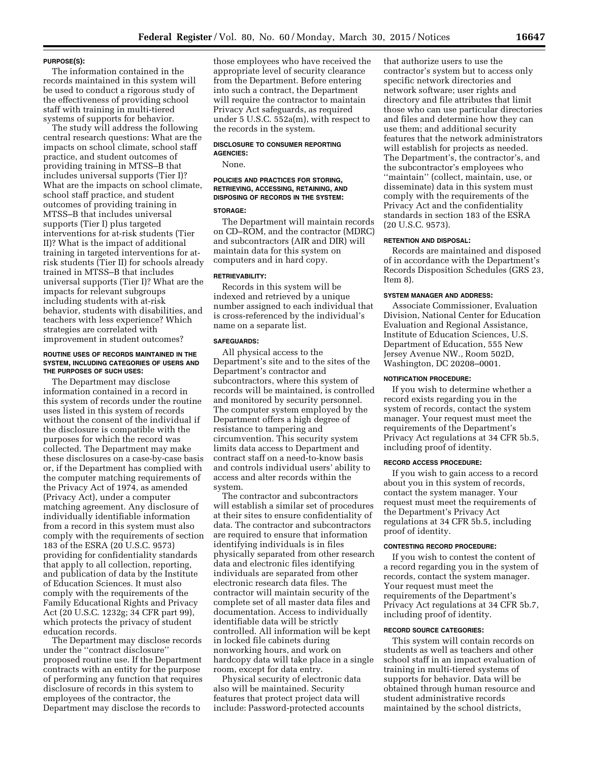**PURPOSE(S):**

The information contained in the records maintained in this system will be used to conduct a rigorous study of the effectiveness of providing school staff with training in multi-tiered systems of supports for behavior.

The study will address the following central research questions: What are the impacts on school climate, school staff practice, and student outcomes of providing training in MTSS–B that includes universal supports (Tier I)? What are the impacts on school climate, school staff practice, and student outcomes of providing training in MTSS–B that includes universal supports (Tier I) plus targeted interventions for at-risk students (Tier II)? What is the impact of additional training in targeted interventions for at-risk students (Tier II) for schools already trained in MTSS–B that includes universal supports (Tier I)? What are the impacts for relevant subgroups including students with at-risk behavior, students with disabilities, and teachers with less experience? Which strategies are correlated with improvement in student outcomes?

**ROUTINE USES OF RECORDS MAINTAINED IN THE SYSTEM, INCLUDING CATEGORIES OF USERS AND THE PURPOSES OF SUCH USES:**

The Department may disclose information contained in a record in this system of records under the routine uses listed in this system of records without the consent of the individual if the disclosure is compatible with the purposes for which the record was collected. The Department may make these disclosures on a case-by-case basis or, if the Department has complied with the computer matching requirements of the Privacy Act of 1974, as amended (Privacy Act), under a computer matching agreement. Any disclosure of individually identifiable information from a record in this system must also comply with the requirements of section 183 of the ESRA (20 U.S.C. 9573) providing for confidentiality standards that apply to all collection, reporting, and publication of data by the Institute of Education Sciences. It must also comply with the requirements of the Family Educational Rights and Privacy Act (20 U.S.C. 1232g; 34 CFR part 99), which protects the privacy of student education records.

The Department may disclose records under the "contract disclosure" proposed routine use. If the Department contracts with an entity for the purpose of performing any function that requires disclosure of records in this system to employees of the contractor, the Department may disclose the records to those employees who have received the appropriate level of security clearance from the Department. Before entering into such a contract, the Department will require the contractor to maintain Privacy Act safeguards, as required under 5 U.S.C. 552a(m), with respect to the records in the system.

**DISCLOSURE TO CONSUMER REPORTING AGENCIES:**

None.

**POLICIES AND PRACTICES FOR STORING, RETRIEVING, ACCESSING, RETAINING, AND DISPOSING OF RECORDS IN THE SYSTEM:**

**STORAGE:**

The Department will maintain records on CD–ROM, and the contractor (MDRC) and subcontractors (AIR and DIR) will maintain data for this system on computers and in hard copy.

**RETRIEVABILITY:**

Records in this system will be indexed and retrieved by a unique number assigned to each individual that is cross-referenced by the individual's name on a separate list.

**SAFEGUARDS:**

All physical access to the Department's site and to the sites of the Department's contractor and subcontractors, where this system of records will be maintained, is controlled and monitored by security personnel. The computer system employed by the Department offers a high degree of resistance to tampering and circumvention. This security system limits data access to Department and contract staff on a need-to-know basis and controls individual users' ability to access and alter records within the system.

The contractor and subcontractors will establish a similar set of procedures at their sites to ensure confidentiality of data. The contractor and subcontractors are required to ensure that information identifying individuals is in files physically separated from other research data and electronic files identifying individuals are separated from other electronic research data files. The contractor will maintain security of the complete set of all master data files and documentation. Access to individually identifiable data will be strictly controlled. All information will be kept in locked file cabinets during nonworking hours, and work on hardcopy data will take place in a single room, except for data entry.

Physical security of electronic data also will be maintained. Security features that protect project data will include: Password-protected accounts that authorize users to use the contractor's system but to access only specific network directories and network software; user rights and directory and file attributes that limit those who can use particular directories and files and determine how they can use them; and additional security features that the network administrators will establish for projects as needed. The Department's, the contractor's, and the subcontractor's employees who "maintain" (collect, maintain, use, or disseminate) data in this system must comply with the requirements of the Privacy Act and the confidentiality standards in section 183 of the ESRA (20 U.S.C. 9573).

**RETENTION AND DISPOSAL:**

Records are maintained and disposed of in accordance with the Department's Records Disposition Schedules (GRS 23, Item 8).

**SYSTEM MANAGER AND ADDRESS:**

Associate Commissioner, Evaluation Division, National Center for Education Evaluation and Regional Assistance, Institute of Education Sciences, U.S. Department of Education, 555 New Jersey Avenue NW., Room 502D, Washington, DC 20208–0001.

**NOTIFICATION PROCEDURE:**

If you wish to determine whether a record exists regarding you in the system of records, contact the system manager. Your request must meet the requirements of the Department's Privacy Act regulations at 34 CFR 5b.5, including proof of identity.

**RECORD ACCESS PROCEDURE:**

If you wish to gain access to a record about you in this system of records, contact the system manager. Your request must meet the requirements of the Department's Privacy Act regulations at 34 CFR 5b.5, including proof of identity.

**CONTESTING RECORD PROCEDURE:**

If you wish to contest the content of a record regarding you in the system of records, contact the system manager. Your request must meet the requirements of the Department's Privacy Act regulations at 34 CFR 5b.7, including proof of identity.

**RECORD SOURCE CATEGORIES:**

This system will contain records on students as well as teachers and other school staff in an impact evaluation of training in multi-tiered systems of supports for behavior. Data will be obtained through human resource and student administrative records maintained by the school districts,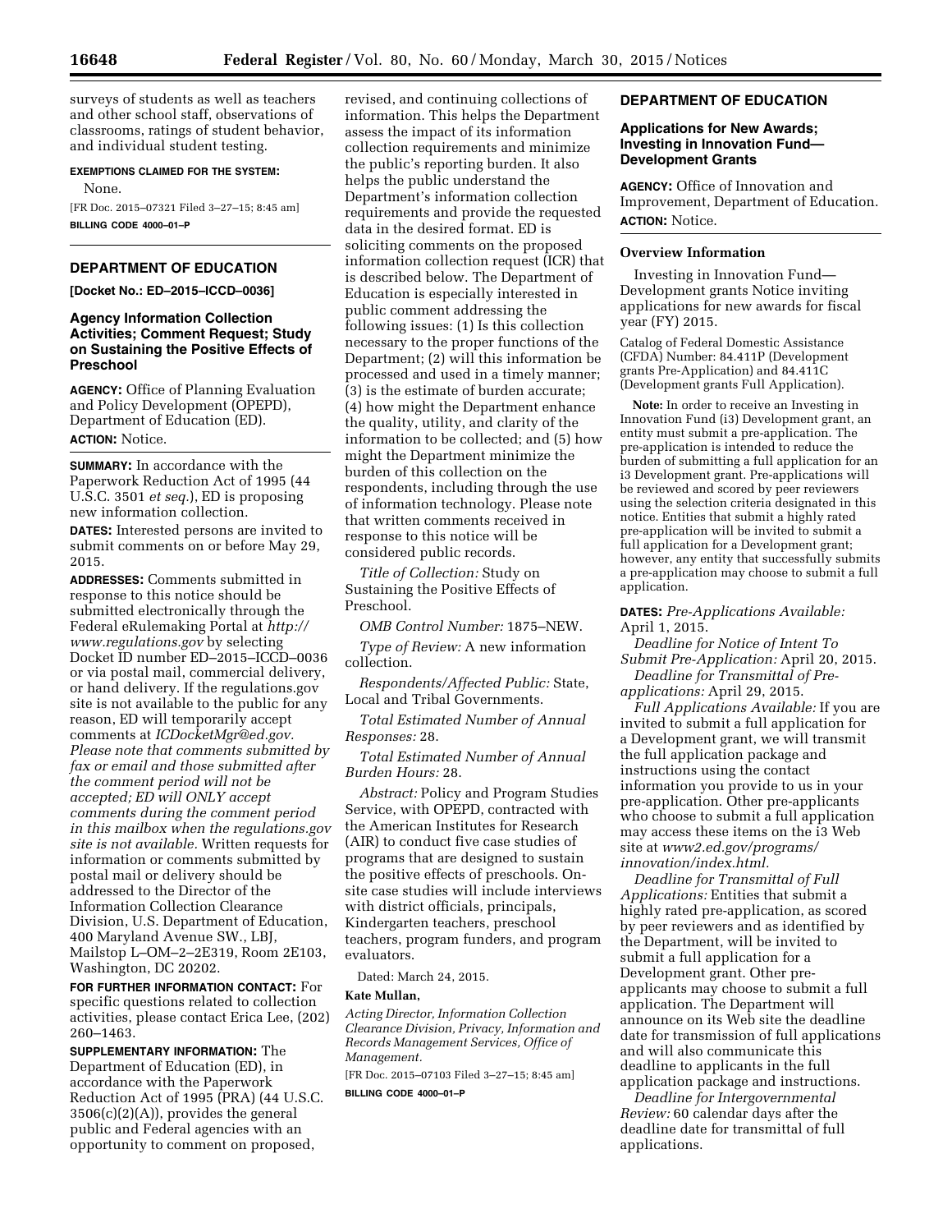surveys of students as well as teachers and other school staff, observations of classrooms, ratings of student behavior, and individual student testing.

**EXEMPTIONS CLAIMED FOR THE SYSTEM:**

None.

[FR Doc. 2015–07321 Filed 3–27–15; 8:45 am]

**BILLING CODE 4000–01–P**

## DEPARTMENT OF EDUCATION

**[Docket No.: ED–2015–ICCD–0036]**

### Agency Information Collection Activities; Comment Request; Study on Sustaining the Positive Effects of Preschool

**AGENCY:** Office of Planning Evaluation and Policy Development (OPEPD), Department of Education (ED).

**ACTION:** Notice.

**SUMMARY:** In accordance with the Paperwork Reduction Act of 1995 (44 U.S.C. 3501 *et seq.*), ED is proposing new information collection.

**DATES:** Interested persons are invited to submit comments on or before May 29, 2015.

**ADDRESSES:** Comments submitted in response to this notice should be submitted electronically through the Federal eRulemaking Portal at *http://www.regulations.gov* by selecting Docket ID number ED–2015–ICCD–0036 or via postal mail, commercial delivery, or hand delivery. If the regulations.gov site is not available to the public for any reason, ED will temporarily accept comments at *ICDocketMgr@ed.gov. Please note that comments submitted by fax or email and those submitted after the comment period will not be accepted; ED will ONLY accept comments during the comment period in this mailbox when the regulations.gov site is not available.* Written requests for information or comments submitted by postal mail or delivery should be addressed to the Director of the Information Collection Clearance Division, U.S. Department of Education, 400 Maryland Avenue SW., LBJ, Mailstop L–OM–2–2E319, Room 2E103, Washington, DC 20202.

**FOR FURTHER INFORMATION CONTACT:** For specific questions related to collection activities, please contact Erica Lee, (202) 260–1463.

**SUPPLEMENTARY INFORMATION:** The Department of Education (ED), in accordance with the Paperwork Reduction Act of 1995 (PRA) (44 U.S.C. 3506(c)(2)(A)), provides the general public and Federal agencies with an opportunity to comment on proposed, revised, and continuing collections of information. This helps the Department assess the impact of its information collection requirements and minimize the public's reporting burden. It also helps the public understand the Department's information collection requirements and provide the requested data in the desired format. ED is soliciting comments on the proposed information collection request (ICR) that is described below. The Department of Education is especially interested in public comment addressing the following issues: (1) Is this collection necessary to the proper functions of the Department; (2) will this information be processed and used in a timely manner; (3) is the estimate of burden accurate; (4) how might the Department enhance the quality, utility, and clarity of the information to be collected; and (5) how might the Department minimize the burden of this collection on the respondents, including through the use of information technology. Please note that written comments received in response to this notice will be considered public records.

*Title of Collection:* Study on Sustaining the Positive Effects of Preschool.

*OMB Control Number:* 1875–NEW.

*Type of Review:* A new information collection.

*Respondents/Affected Public:* State, Local and Tribal Governments.

*Total Estimated Number of Annual Responses:* 28.

*Total Estimated Number of Annual Burden Hours:* 28.

*Abstract:* Policy and Program Studies Service, with OPEPD, contracted with the American Institutes for Research (AIR) to conduct five case studies of programs that are designed to sustain the positive effects of preschools. On-site case studies will include interviews with district officials, principals, Kindergarten teachers, preschool teachers, program funders, and program evaluators.

Dated: March 24, 2015.

**Kate Mullan,**

*Acting Director, Information Collection Clearance Division, Privacy, Information and Records Management Services, Office of Management.*

[FR Doc. 2015–07103 Filed 3–27–15; 8:45 am]

**BILLING CODE 4000–01–P**

## DEPARTMENT OF EDUCATION

### Applications for New Awards; Investing in Innovation Fund—Development Grants

**AGENCY:** Office of Innovation and Improvement, Department of Education.

**ACTION:** Notice.

#### Overview Information

Investing in Innovation Fund—Development grants Notice inviting applications for new awards for fiscal year (FY) 2015.

Catalog of Federal Domestic Assistance (CFDA) Number: 84.411P (Development grants Pre-Application) and 84.411C (Development grants Full Application).

**Note:** In order to receive an Investing in Innovation Fund (i3) Development grant, an entity must submit a pre-application. The pre-application is intended to reduce the burden of submitting a full application for an i3 Development grant. Pre-applications will be reviewed and scored by peer reviewers using the selection criteria designated in this notice. Entities that submit a highly rated pre-application will be invited to submit a full application for a Development grant; however, any entity that successfully submits a pre-application may choose to submit a full application.

**DATES:** *Pre-Applications Available:* April 1, 2015.

*Deadline for Notice of Intent To Submit Pre-Application:* April 20, 2015.

*Deadline for Transmittal of Pre-applications:* April 29, 2015.

*Full Applications Available:* If you are invited to submit a full application for a Development grant, we will transmit the full application package and instructions using the contact information you provide to us in your pre-application. Other pre-applicants who choose to submit a full application may access these items on the i3 Web site at *www2.ed.gov/programs/innovation/index.html.*

*Deadline for Transmittal of Full Applications:* Entities that submit a highly rated pre-application, as scored by peer reviewers and as identified by the Department, will be invited to submit a full application for a Development grant. Other pre-applicants may choose to submit a full application. The Department will announce on its Web site the deadline date for transmission of full applications and will also communicate this deadline to applicants in the full application package and instructions.

*Deadline for Intergovernmental Review:* 60 calendar days after the deadline date for transmittal of full applications.